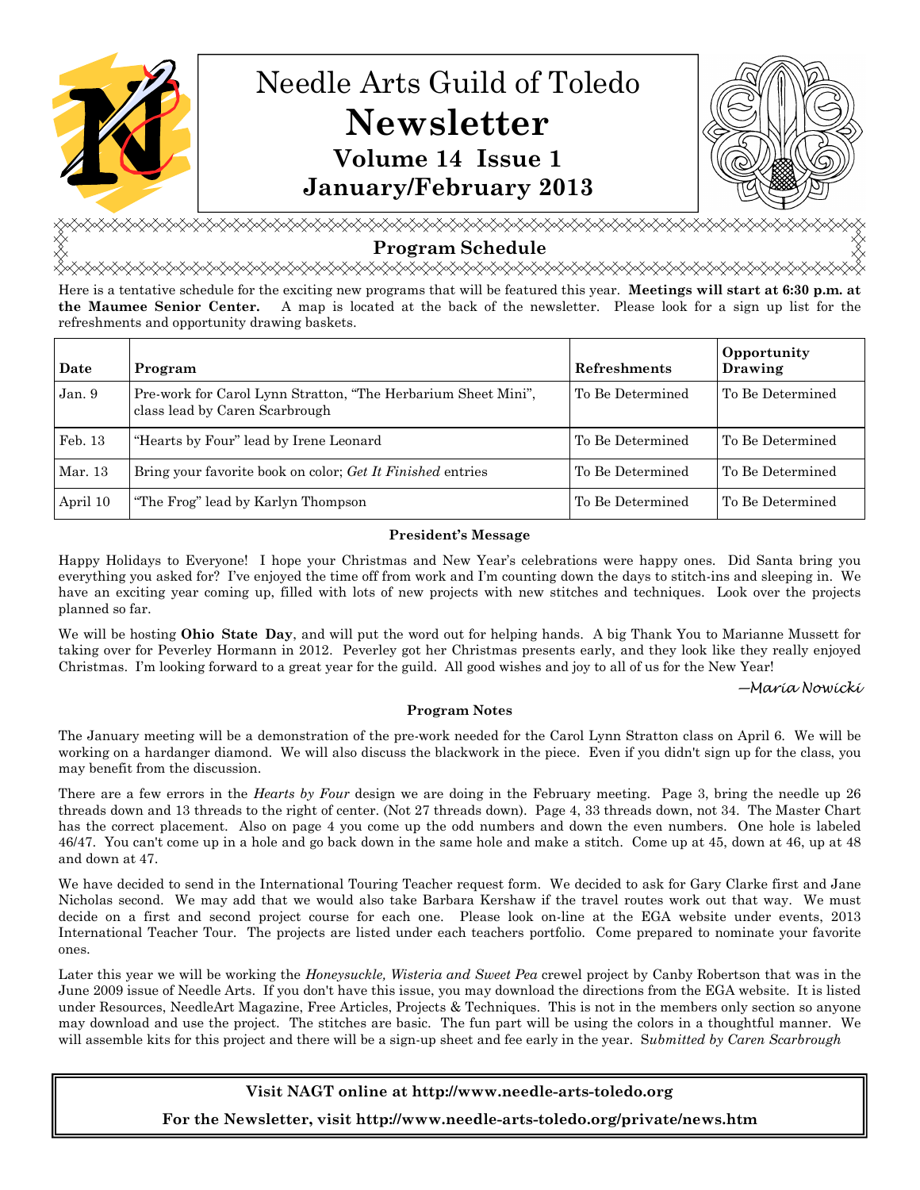# Needle Arts Guild of Toledo
# Newsletter
### Volume 14 Issue 1
### January/February 2013

## Program Schedule

Here is a tentative schedule for the exciting new programs that will be featured this year. **Meetings will start at 6:30 p.m. at the Maumee Senior Center.** A map is located at the back of the newsletter. Please look for a sign up list for the refreshments and opportunity drawing baskets.

| Date | Program | Refreshments | Opportunity Drawing |
|---|---|---|---|
| Jan. 9 | Pre-work for Carol Lynn Stratton, "The Herbarium Sheet Mini", class lead by Caren Scarbrough | To Be Determined | To Be Determined |
| Feb. 13 | "Hearts by Four" lead by Irene Leonard | To Be Determined | To Be Determined |
| Mar. 13 | Bring your favorite book on color; *Get It Finished* entries | To Be Determined | To Be Determined |
| April 10 | "The Frog" lead by Karlyn Thompson | To Be Determined | To Be Determined |

### President's Message

Happy Holidays to Everyone! I hope your Christmas and New Year's celebrations were happy ones. Did Santa bring you everything you asked for? I've enjoyed the time off from work and I'm counting down the days to stitch-ins and sleeping in. We have an exciting year coming up, filled with lots of new projects with new stitches and techniques. Look over the projects planned so far.

We will be hosting **Ohio State Day**, and will put the word out for helping hands. A big Thank You to Marianne Mussett for taking over for Peverley Hormann in 2012. Peverley got her Christmas presents early, and they look like they really enjoyed Christmas. I'm looking forward to a great year for the guild. All good wishes and joy to all of us for the New Year!

*—Maria Nowicki*

### Program Notes

The January meeting will be a demonstration of the pre-work needed for the Carol Lynn Stratton class on April 6. We will be working on a hardanger diamond. We will also discuss the blackwork in the piece. Even if you didn't sign up for the class, you may benefit from the discussion.

There are a few errors in the *Hearts by Four* design we are doing in the February meeting. Page 3, bring the needle up 26 threads down and 13 threads to the right of center. (Not 27 threads down). Page 4, 33 threads down, not 34. The Master Chart has the correct placement. Also on page 4 you come up the odd numbers and down the even numbers. One hole is labeled 46/47. You can't come up in a hole and go back down in the same hole and make a stitch. Come up at 45, down at 46, up at 48 and down at 47.

We have decided to send in the International Touring Teacher request form. We decided to ask for Gary Clarke first and Jane Nicholas second. We may add that we would also take Barbara Kershaw if the travel routes work out that way. We must decide on a first and second project course for each one. Please look on-line at the EGA website under events, 2013 International Teacher Tour. The projects are listed under each teachers portfolio. Come prepared to nominate your favorite ones.

Later this year we will be working the *Honeysuckle, Wisteria and Sweet Pea* crewel project by Canby Robertson that was in the June 2009 issue of Needle Arts. If you don't have this issue, you may download the directions from the EGA website. It is listed under Resources, NeedleArt Magazine, Free Articles, Projects & Techniques. This is not in the members only section so anyone may download and use the project. The stitches are basic. The fun part will be using the colors in a thoughtful manner. We will assemble kits for this project and there will be a sign-up sheet and fee early in the year. S*ubmitted by Caren Scarbrough*

**Visit NAGT online at http://www.needle-arts-toledo.org**

**For the Newsletter, visit http://www.needle-arts-toledo.org/private/news.htm**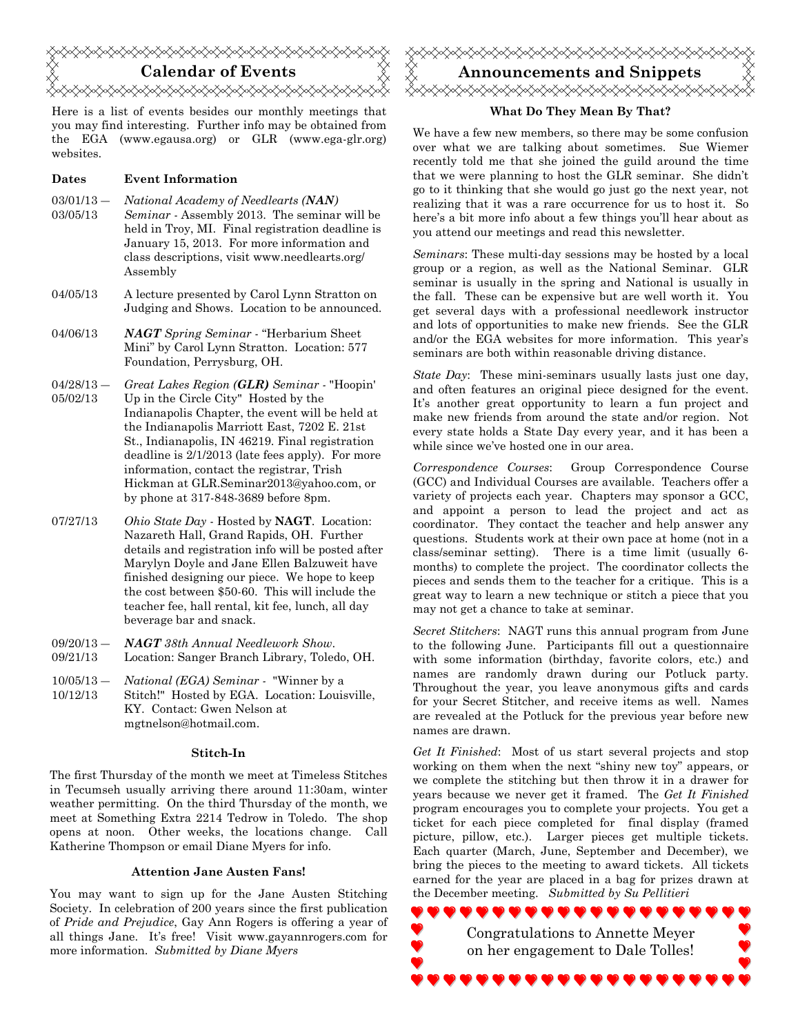## Calendar of Events

Here is a list of events besides our monthly meetings that you may find interesting. Further info may be obtained from the EGA (www.egausa.org) or GLR (www.ega-glr.org) websites.

| Dates | Event Information |
|---|---|
| 03/01/13 — 03/05/13 | *National Academy of Needlearts **(NAN)** Seminar* - Assembly 2013. The seminar will be held in Troy, MI. Final registration deadline is January 15, 2013. For more information and class descriptions, visit www.needlearts.org/Assembly |
| 04/05/13 | A lecture presented by Carol Lynn Stratton on Judging and Shows. Location to be announced. |
| 04/06/13 | ***NAGT** Spring Seminar* - "Herbarium Sheet Mini" by Carol Lynn Stratton. Location: 577 Foundation, Perrysburg, OH. |
| 04/28/13 — 05/02/13 | *Great Lakes Region **(GLR)** Seminar* - "Hoopin' Up in the Circle City" Hosted by the Indianapolis Chapter, the event will be held at the Indianapolis Marriott East, 7202 E. 21st St., Indianapolis, IN 46219. Final registration deadline is 2/1/2013 (late fees apply). For more information, contact the registrar, Trish Hickman at GLR.Seminar2013@yahoo.com, or by phone at 317-848-3689 before 8pm. |
| 07/27/13 | *Ohio State Day* - Hosted by **NAGT**. Location: Nazareth Hall, Grand Rapids, OH. Further details and registration info will be posted after Marylyn Doyle and Jane Ellen Balzuweit have finished designing our piece. We hope to keep the cost between $50-60. This will include the teacher fee, hall rental, kit fee, lunch, all day beverage bar and snack. |
| 09/20/13 — 09/21/13 | ***NAGT** 38th Annual Needlework Show*. Location: Sanger Branch Library, Toledo, OH. |
| 10/05/13 — 10/12/13 | *National (EGA) Seminar* - "Winner by a Stitch!" Hosted by EGA. Location: Louisville, KY. Contact: Gwen Nelson at mgtnelson@hotmail.com. |

### Stitch-In

The first Thursday of the month we meet at Timeless Stitches in Tecumseh usually arriving there around 11:30am, winter weather permitting. On the third Thursday of the month, we meet at Something Extra 2214 Tedrow in Toledo. The shop opens at noon. Other weeks, the locations change. Call Katherine Thompson or email Diane Myers for info.

### Attention Jane Austen Fans!

You may want to sign up for the Jane Austen Stitching Society. In celebration of 200 years since the first publication of *Pride and Prejudice*, Gay Ann Rogers is offering a year of all things Jane. It's free! Visit www.gayannrogers.com for more information. *Submitted by Diane Myers*

## Announcements and Snippets

### What Do They Mean By That?

We have a few new members, so there may be some confusion over what we are talking about sometimes. Sue Wiemer recently told me that she joined the guild around the time that we were planning to host the GLR seminar. She didn't go to it thinking that she would go just go the next year, not realizing that it was a rare occurrence for us to host it. So here's a bit more info about a few things you'll hear about as you attend our meetings and read this newsletter.

*Seminars*: These multi-day sessions may be hosted by a local group or a region, as well as the National Seminar. GLR seminar is usually in the spring and National is usually in the fall. These can be expensive but are well worth it. You get several days with a professional needlework instructor and lots of opportunities to make new friends. See the GLR and/or the EGA websites for more information. This year's seminars are both within reasonable driving distance.

*State Day*: These mini-seminars usually lasts just one day, and often features an original piece designed for the event. It's another great opportunity to learn a fun project and make new friends from around the state and/or region. Not every state holds a State Day every year, and it has been a while since we've hosted one in our area.

*Correspondence Courses*: Group Correspondence Course (GCC) and Individual Courses are available. Teachers offer a variety of projects each year. Chapters may sponsor a GCC, and appoint a person to lead the project and act as coordinator. They contact the teacher and help answer any questions. Students work at their own pace at home (not in a class/seminar setting). There is a time limit (usually 6-months) to complete the project. The coordinator collects the pieces and sends them to the teacher for a critique. This is a great way to learn a new technique or stitch a piece that you may not get a chance to take at seminar.

*Secret Stitchers*: NAGT runs this annual program from June to the following June. Participants fill out a questionnaire with some information (birthday, favorite colors, etc.) and names are randomly drawn during our Potluck party. Throughout the year, you leave anonymous gifts and cards for your Secret Stitcher, and receive items as well. Names are revealed at the Potluck for the previous year before new names are drawn.

*Get It Finished*: Most of us start several projects and stop working on them when the next "shiny new toy" appears, or we complete the stitching but then throw it in a drawer for years because we never get it framed. The *Get It Finished* program encourages you to complete your projects. You get a ticket for each piece completed for final display (framed picture, pillow, etc.). Larger pieces get multiple tickets. Each quarter (March, June, September and December), we bring the pieces to the meeting to award tickets. All tickets earned for the year are placed in a bag for prizes drawn at the December meeting. *Submitted by Su Pellitieri*

Congratulations to Annette Meyer on her engagement to Dale Tolles!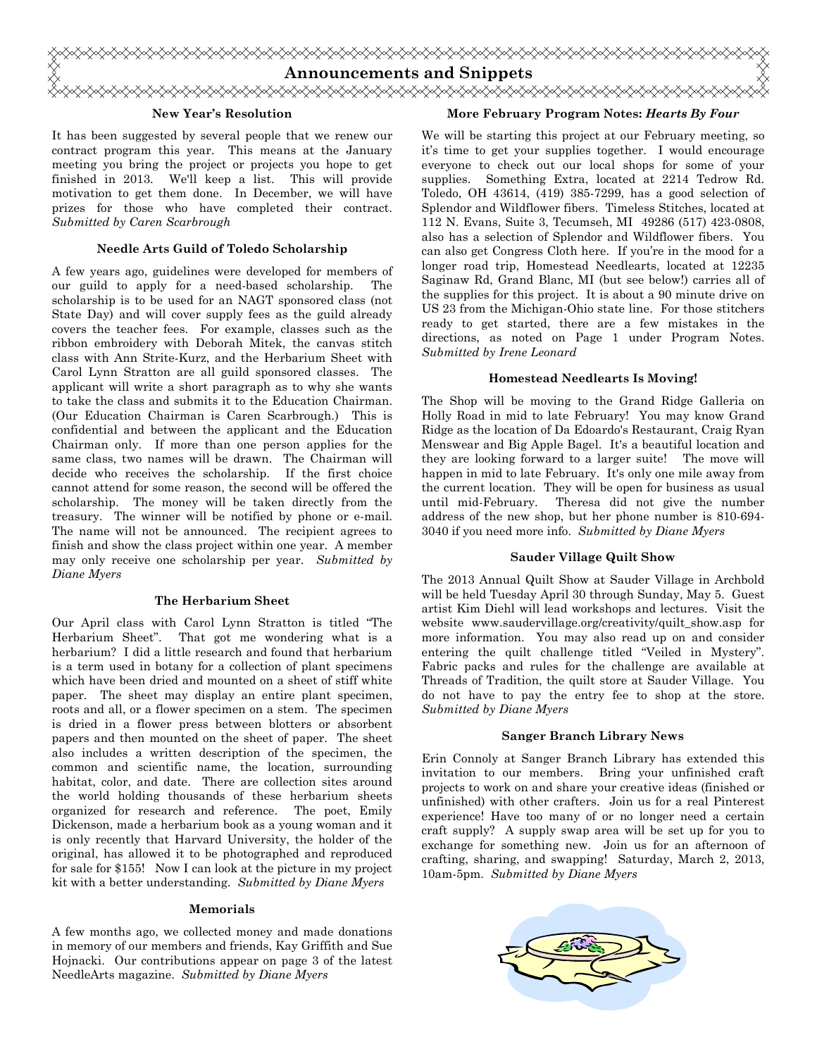# Announcements and Snippets

### New Year's Resolution

It has been suggested by several people that we renew our contract program this year. This means at the January meeting you bring the project or projects you hope to get finished in 2013. We'll keep a list. This will provide motivation to get them done. In December, we will have prizes for those who have completed their contract. *Submitted by Caren Scarbrough*

### Needle Arts Guild of Toledo Scholarship

A few years ago, guidelines were developed for members of our guild to apply for a need-based scholarship. The scholarship is to be used for an NAGT sponsored class (not State Day) and will cover supply fees as the guild already covers the teacher fees. For example, classes such as the ribbon embroidery with Deborah Mitek, the canvas stitch class with Ann Strite-Kurz, and the Herbarium Sheet with Carol Lynn Stratton are all guild sponsored classes. The applicant will write a short paragraph as to why she wants to take the class and submits it to the Education Chairman. (Our Education Chairman is Caren Scarbrough.) This is confidential and between the applicant and the Education Chairman only. If more than one person applies for the same class, two names will be drawn. The Chairman will decide who receives the scholarship. If the first choice cannot attend for some reason, the second will be offered the scholarship. The money will be taken directly from the treasury. The winner will be notified by phone or e-mail. The name will not be announced. The recipient agrees to finish and show the class project within one year. A member may only receive one scholarship per year. *Submitted by Diane Myers*

### The Herbarium Sheet

Our April class with Carol Lynn Stratton is titled "The Herbarium Sheet". That got me wondering what is a herbarium? I did a little research and found that herbarium is a term used in botany for a collection of plant specimens which have been dried and mounted on a sheet of stiff white paper. The sheet may display an entire plant specimen, roots and all, or a flower specimen on a stem. The specimen is dried in a flower press between blotters or absorbent papers and then mounted on the sheet of paper. The sheet also includes a written description of the specimen, the common and scientific name, the location, surrounding habitat, color, and date. There are collection sites around the world holding thousands of these herbarium sheets organized for research and reference. The poet, Emily Dickenson, made a herbarium book as a young woman and it is only recently that Harvard University, the holder of the original, has allowed it to be photographed and reproduced for sale for $155! Now I can look at the picture in my project kit with a better understanding. *Submitted by Diane Myers*

### Memorials

A few months ago, we collected money and made donations in memory of our members and friends, Kay Griffith and Sue Hojnacki. Our contributions appear on page 3 of the latest NeedleArts magazine. *Submitted by Diane Myers*

### More February Program Notes: *Hearts By Four*

We will be starting this project at our February meeting, so it's time to get your supplies together. I would encourage everyone to check out our local shops for some of your supplies. Something Extra, located at 2214 Tedrow Rd. Toledo, OH 43614, (419) 385-7299, has a good selection of Splendor and Wildflower fibers. Timeless Stitches, located at 112 N. Evans, Suite 3, Tecumseh, MI 49286 (517) 423-0808, also has a selection of Splendor and Wildflower fibers. You can also get Congress Cloth here. If you're in the mood for a longer road trip, Homestead Needlearts, located at 12235 Saginaw Rd, Grand Blanc, MI (but see below!) carries all of the supplies for this project. It is about a 90 minute drive on US 23 from the Michigan-Ohio state line. For those stitchers ready to get started, there are a few mistakes in the directions, as noted on Page 1 under Program Notes. *Submitted by Irene Leonard*

### Homestead Needlearts Is Moving!

The Shop will be moving to the Grand Ridge Galleria on Holly Road in mid to late February! You may know Grand Ridge as the location of Da Edoardo's Restaurant, Craig Ryan Menswear and Big Apple Bagel. It's a beautiful location and they are looking forward to a larger suite! The move will happen in mid to late February. It's only one mile away from the current location. They will be open for business as usual until mid-February. Theresa did not give the number address of the new shop, but her phone number is 810-694-3040 if you need more info. *Submitted by Diane Myers*

### Sauder Village Quilt Show

The 2013 Annual Quilt Show at Sauder Village in Archbold will be held Tuesday April 30 through Sunday, May 5. Guest artist Kim Diehl will lead workshops and lectures. Visit the website www.saudervillage.org/creativity/quilt_show.asp for more information. You may also read up on and consider entering the quilt challenge titled "Veiled in Mystery". Fabric packs and rules for the challenge are available at Threads of Tradition, the quilt store at Sauder Village. You do not have to pay the entry fee to shop at the store. *Submitted by Diane Myers*

### Sanger Branch Library News

Erin Connoly at Sanger Branch Library has extended this invitation to our members. Bring your unfinished craft projects to work on and share your creative ideas (finished or unfinished) with other crafters. Join us for a real Pinterest experience! Have too many of or no longer need a certain craft supply? A supply swap area will be set up for you to exchange for something new. Join us for an afternoon of crafting, sharing, and swapping! Saturday, March 2, 2013, 10am-5pm. *Submitted by Diane Myers*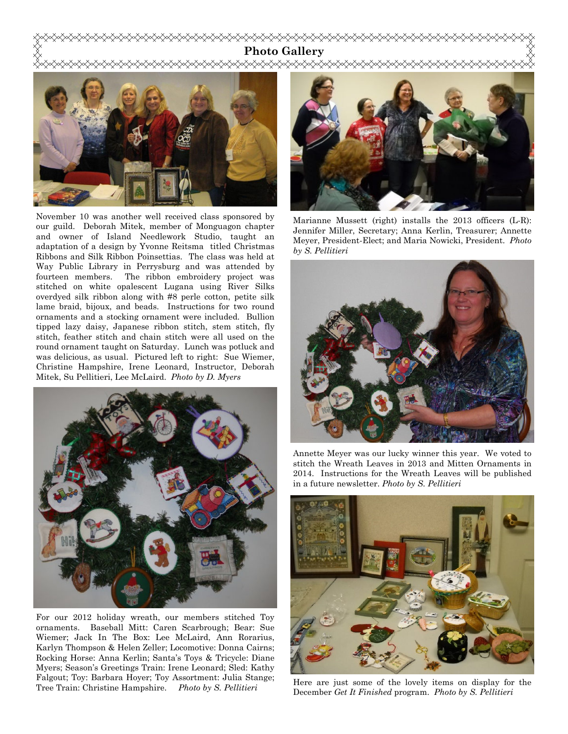## Photo Gallery

November 10 was another well received class sponsored by our guild. Deborah Mitek, member of Monguagon chapter and owner of Island Needlework Studio, taught an adaptation of a design by Yvonne Reitsma titled Christmas Ribbons and Silk Ribbon Poinsettias. The class was held at Way Public Library in Perrysburg and was attended by fourteen members. The ribbon embroidery project was stitched on white opalescent Lugana using River Silks overdyed silk ribbon along with #8 perle cotton, petite silk lame braid, bijoux, and beads. Instructions for two round ornaments and a stocking ornament were included. Bullion tipped lazy daisy, Japanese ribbon stitch, stem stitch, fly stitch, feather stitch and chain stitch were all used on the round ornament taught on Saturday. Lunch was potluck and was delicious, as usual. Pictured left to right: Sue Wiemer, Christine Hampshire, Irene Leonard, Instructor, Deborah Mitek, Su Pellitieri, Lee McLaird. *Photo by D. Myers*

For our 2012 holiday wreath, our members stitched Toy ornaments. Baseball Mitt: Caren Scarbrough; Bear: Sue Wiemer; Jack In The Box: Lee McLaird, Ann Rorarius, Karlyn Thompson & Helen Zeller; Locomotive: Donna Cairns; Rocking Horse: Anna Kerlin; Santa's Toys & Tricycle: Diane Myers; Season's Greetings Train: Irene Leonard; Sled: Kathy Falgout; Toy: Barbara Hoyer; Toy Assortment: Julia Stange; Tree Train: Christine Hampshire. *Photo by S. Pellitieri*

Marianne Mussett (right) installs the 2013 officers (L-R): Jennifer Miller, Secretary; Anna Kerlin, Treasurer; Annette Meyer, President-Elect; and Maria Nowicki, President. *Photo by S. Pellitieri*

Annette Meyer was our lucky winner this year. We voted to stitch the Wreath Leaves in 2013 and Mitten Ornaments in 2014. Instructions for the Wreath Leaves will be published in a future newsletter. *Photo by S. Pellitieri*

Here are just some of the lovely items on display for the December *Get It Finished* program. *Photo by S. Pellitieri*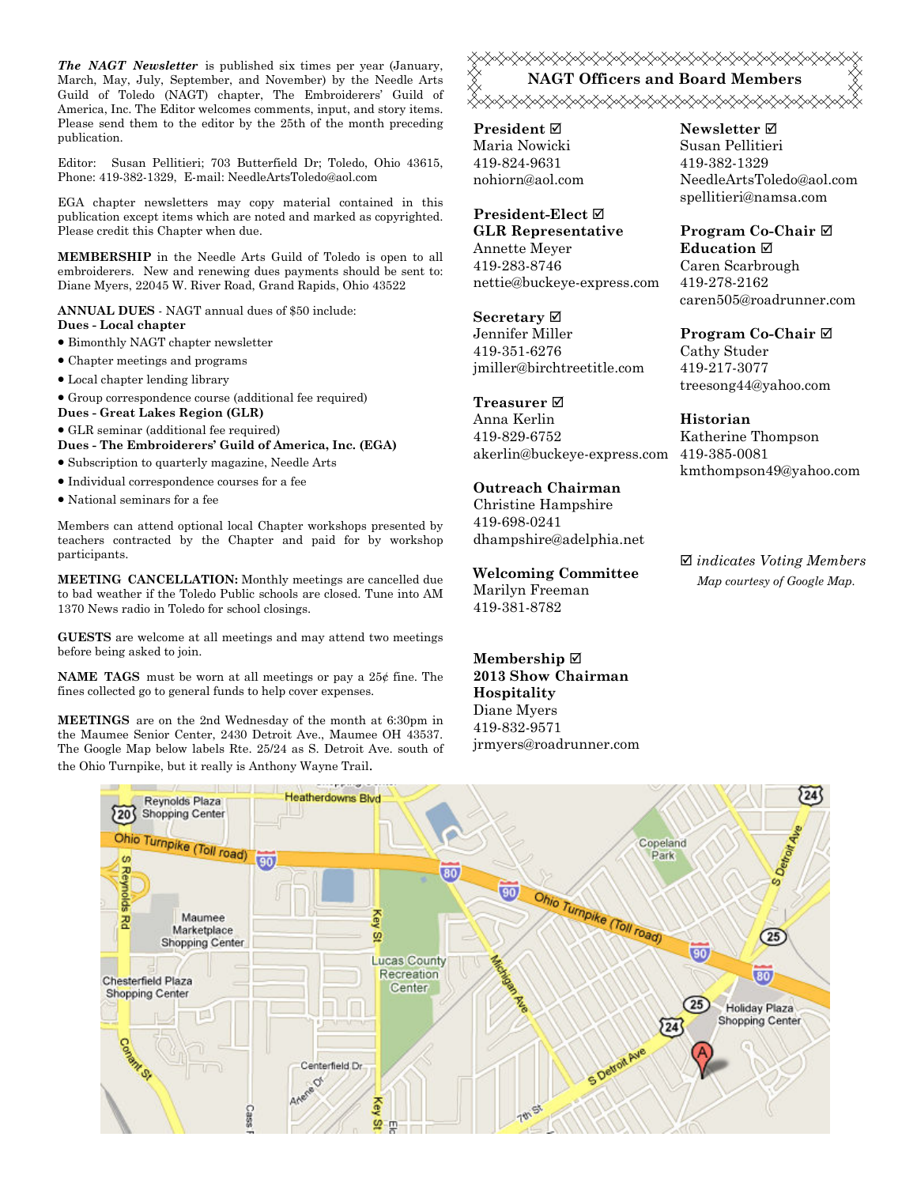***The NAGT Newsletter*** is published six times per year (January, March, May, July, September, and November) by the Needle Arts Guild of Toledo (NAGT) chapter, The Embroiderers' Guild of America, Inc. The Editor welcomes comments, input, and story items. Please send them to the editor by the 25th of the month preceding publication.

Editor: Susan Pellitieri; 703 Butterfield Dr; Toledo, Ohio 43615, Phone: 419-382-1329, E-mail: NeedleArtsToledo@aol.com

EGA chapter newsletters may copy material contained in this publication except items which are noted and marked as copyrighted. Please credit this Chapter when due.

**MEMBERSHIP** in the Needle Arts Guild of Toledo is open to all embroiderers. New and renewing dues payments should be sent to: Diane Myers, 22045 W. River Road, Grand Rapids, Ohio 43522

**ANNUAL DUES** - NAGT annual dues of $50 include:

**Dues - Local chapter**

- Bimonthly NAGT chapter newsletter
- Chapter meetings and programs
- Local chapter lending library
- Group correspondence course (additional fee required)

**Dues - Great Lakes Region (GLR)**

- GLR seminar (additional fee required)

**Dues - The Embroiderers' Guild of America, Inc. (EGA)**

- Subscription to quarterly magazine, Needle Arts
- Individual correspondence courses for a fee
- National seminars for a fee

Members can attend optional local Chapter workshops presented by teachers contracted by the Chapter and paid for by workshop participants.

**MEETING CANCELLATION:** Monthly meetings are cancelled due to bad weather if the Toledo Public schools are closed. Tune into AM 1370 News radio in Toledo for school closings.

**GUESTS** are welcome at all meetings and may attend two meetings before being asked to join.

**NAME TAGS** must be worn at all meetings or pay a 25¢ fine. The fines collected go to general funds to help cover expenses.

**MEETINGS** are on the 2nd Wednesday of the month at 6:30pm in the Maumee Senior Center, 2430 Detroit Ave., Maumee OH 43537. The Google Map below labels Rte. 25/24 as S. Detroit Ave. south of the Ohio Turnpike, but it really is Anthony Wayne Trail.

## NAGT Officers and Board Members

**President ☑**
Maria Nowicki
419-824-9631
nohiorn@aol.com

**President-Elect ☑**
**GLR Representative**
Annette Meyer
419-283-8746
nettie@buckeye-express.com

**Secretary ☑**
Jennifer Miller
419-351-6276
jmiller@birchtreetitle.com

**Treasurer ☑**
Anna Kerlin
419-829-6752
akerlin@buckeye-express.com

**Outreach Chairman**
Christine Hampshire
419-698-0241
dhampshire@adelphia.net

**Welcoming Committee**
Marilyn Freeman
419-381-8782

**Membership ☑**
**2013 Show Chairman**
**Hospitality**
Diane Myers
419-832-9571
jrmyers@roadrunner.com

**Newsletter ☑**
Susan Pellitieri
419-382-1329
NeedleArtsToledo@aol.com
spellitieri@namsa.com

**Program Co-Chair ☑**
**Education ☑**
Caren Scarbrough
419-278-2162
caren505@roadrunner.com

**Program Co-Chair ☑**
Cathy Studer
419-217-3077
treesong44@yahoo.com

**Historian**
Katherine Thompson
419-385-0081
kmthompson49@yahoo.com

☑ *indicates Voting Members*

*Map courtesy of Google Map.*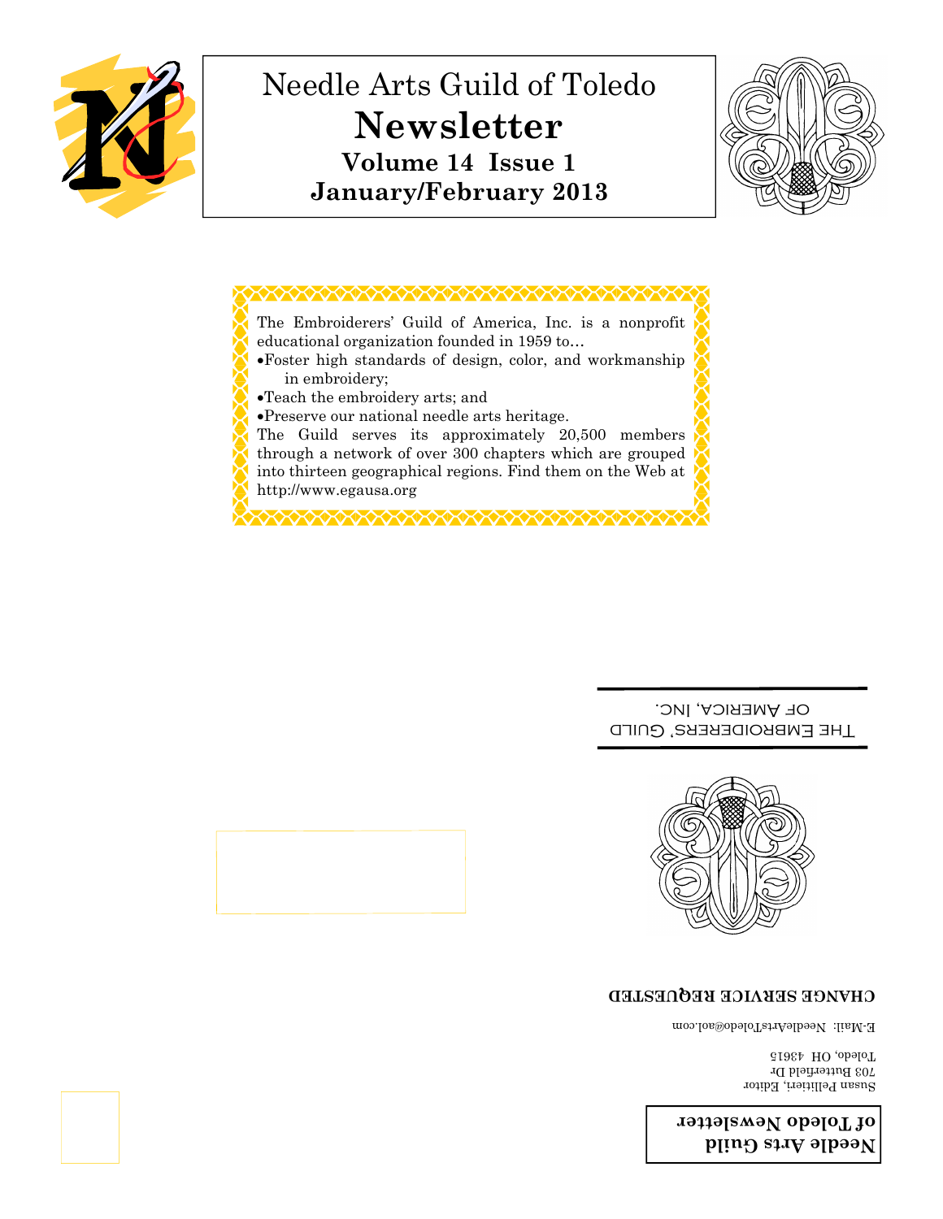# Needle Arts Guild of Toledo

# Newsletter

**Volume 14 Issue 1**

**January/February 2013**

The Embroiderers' Guild of America, Inc. is a nonprofit educational organization founded in 1959 to…

- Foster high standards of design, color, and workmanship in embroidery;
- Teach the embroidery arts; and
- Preserve our national needle arts heritage.

The Guild serves its approximately 20,500 members through a network of over 300 chapters which are grouped into thirteen geographical regions. Find them on the Web at http://www.egausa.org

THE EMBROIDERERS' GUILD
OF AMERICA, INC.

**CHANGE SERVICE REQUESTED**

E-Mail: NeedleArtsToledo@aol.com

Susan Pellitieri, Editor
703 Butterfield Dr
Toledo, OH 43615

**Needle Arts Guild of Toledo Newsletter**